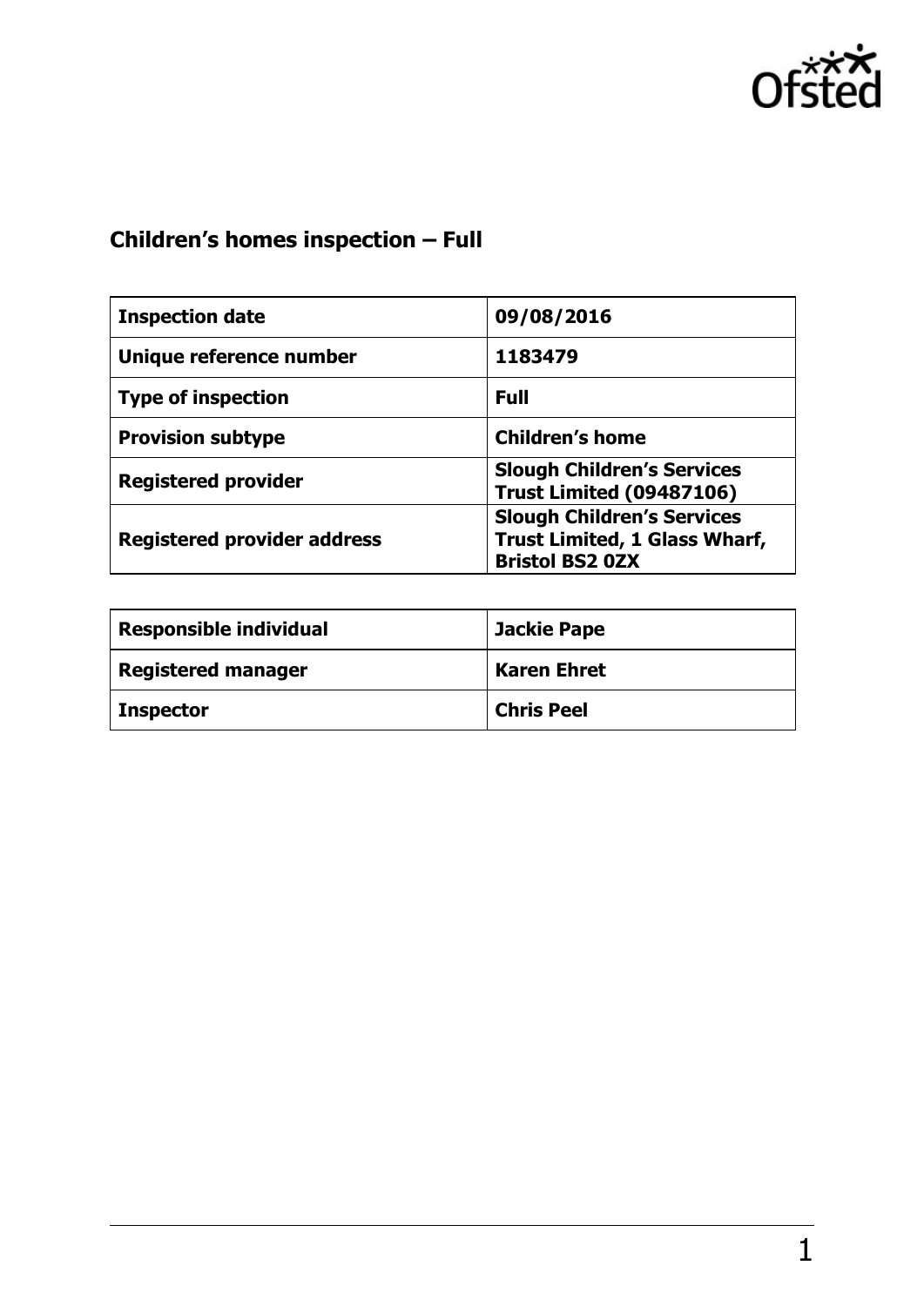Ofsted

# Children's homes inspection – Full

| Inspection date | 09/08/2016 |
|---|---|
| Unique reference number | 1183479 |
| Type of inspection | Full |
| Provision subtype | Children's home |
| Registered provider | Slough Children's Services Trust Limited (09487106) |
| Registered provider address | Slough Children's Services Trust Limited, 1 Glass Wharf, Bristol BS2 0ZX |

| Responsible individual | Jackie Pape |
|---|---|
| Registered manager | Karen Ehret |
| Inspector | Chris Peel |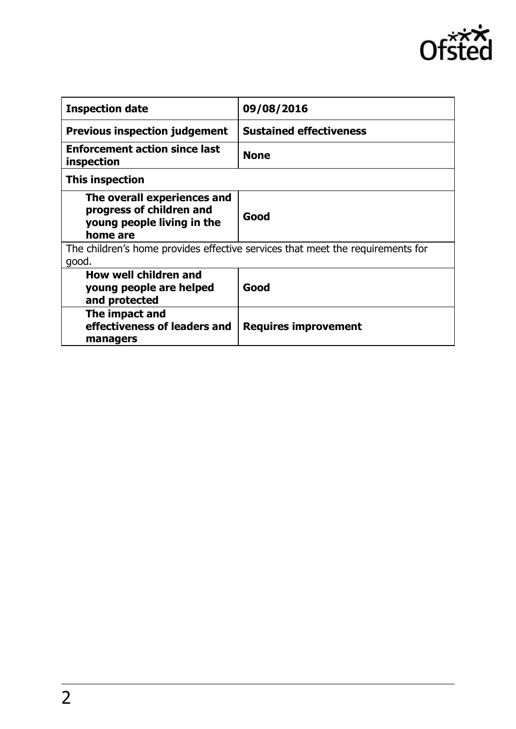| **Inspection date** | **09/08/2016** |
| --- | --- |
| **Previous inspection judgement** | **Sustained effectiveness** |
| **Enforcement action since last inspection** | **None** |
| **This inspection** | |
| **The overall experiences and progress of children and young people living in the home are** | **Good** |
| The children's home provides effective services that meet the requirements for good. | |
| **How well children and young people are helped and protected** | **Good** |
| **The impact and effectiveness of leaders and managers** | **Requires improvement** |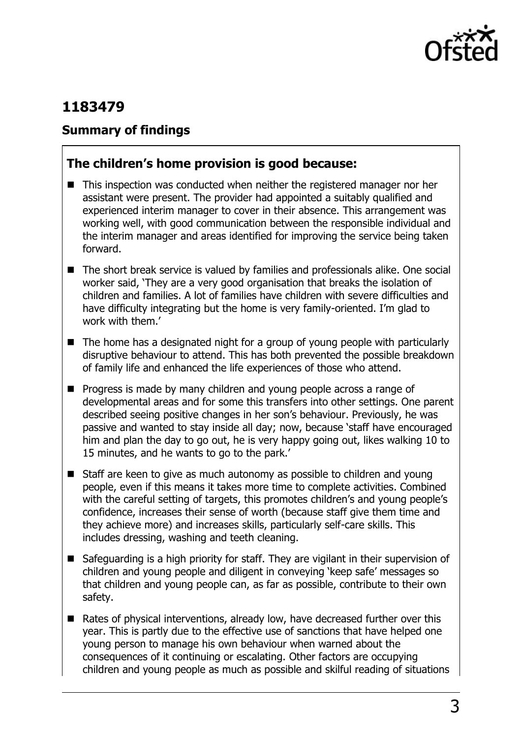## 1183479

### Summary of findings

### The children's home provision is good because:

- This inspection was conducted when neither the registered manager nor her assistant were present. The provider had appointed a suitably qualified and experienced interim manager to cover in their absence. This arrangement was working well, with good communication between the responsible individual and the interim manager and areas identified for improving the service being taken forward.
- The short break service is valued by families and professionals alike. One social worker said, 'They are a very good organisation that breaks the isolation of children and families. A lot of families have children with severe difficulties and have difficulty integrating but the home is very family-oriented. I'm glad to work with them.'
- The home has a designated night for a group of young people with particularly disruptive behaviour to attend. This has both prevented the possible breakdown of family life and enhanced the life experiences of those who attend.
- Progress is made by many children and young people across a range of developmental areas and for some this transfers into other settings. One parent described seeing positive changes in her son's behaviour. Previously, he was passive and wanted to stay inside all day; now, because 'staff have encouraged him and plan the day to go out, he is very happy going out, likes walking 10 to 15 minutes, and he wants to go to the park.'
- Staff are keen to give as much autonomy as possible to children and young people, even if this means it takes more time to complete activities. Combined with the careful setting of targets, this promotes children's and young people's confidence, increases their sense of worth (because staff give them time and they achieve more) and increases skills, particularly self-care skills. This includes dressing, washing and teeth cleaning.
- Safeguarding is a high priority for staff. They are vigilant in their supervision of children and young people and diligent in conveying 'keep safe' messages so that children and young people can, as far as possible, contribute to their own safety.
- Rates of physical interventions, already low, have decreased further over this year. This is partly due to the effective use of sanctions that have helped one young person to manage his own behaviour when warned about the consequences of it continuing or escalating. Other factors are occupying children and young people as much as possible and skilful reading of situations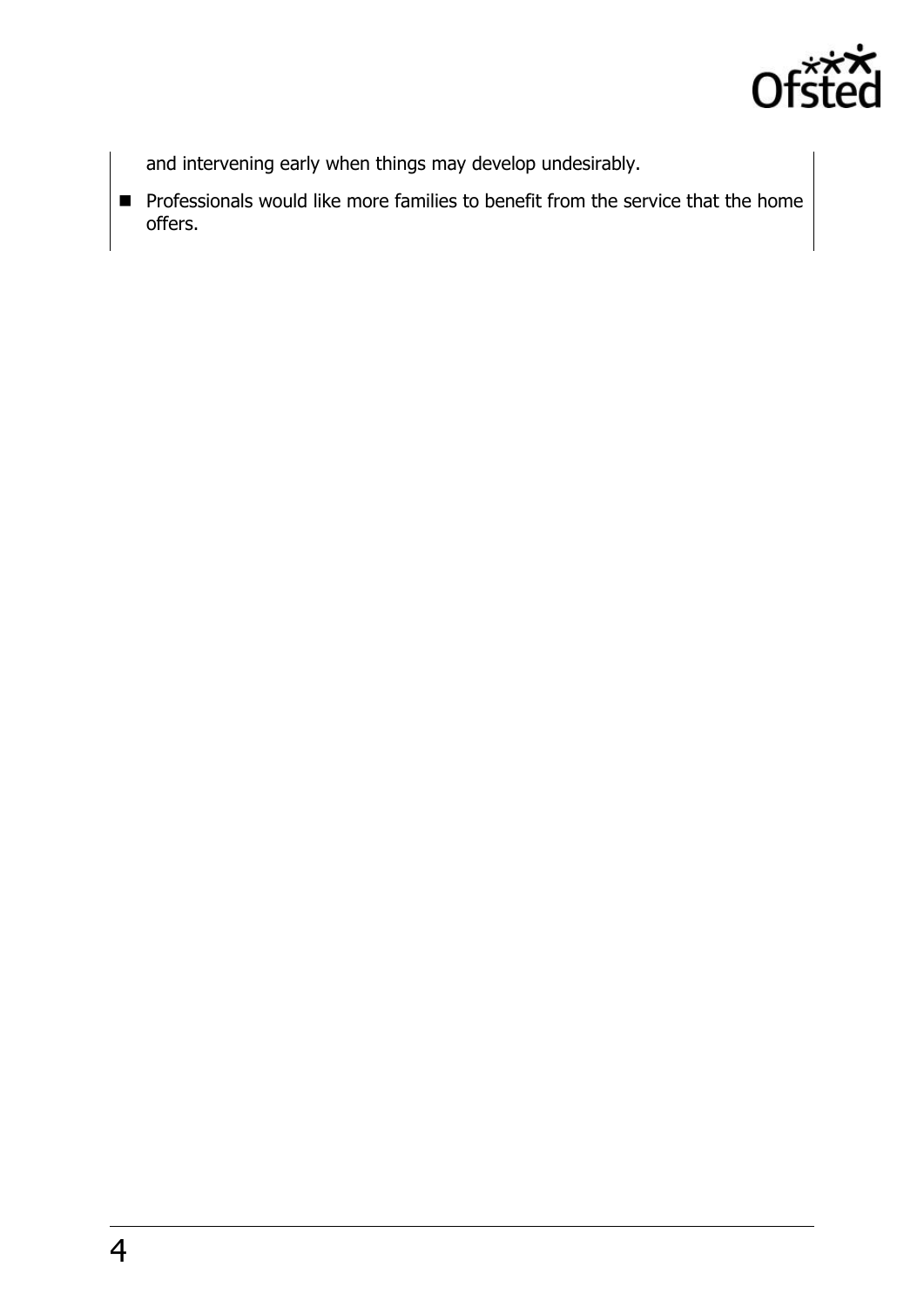and intervening early when things may develop undesirably.

- Professionals would like more families to benefit from the service that the home offers.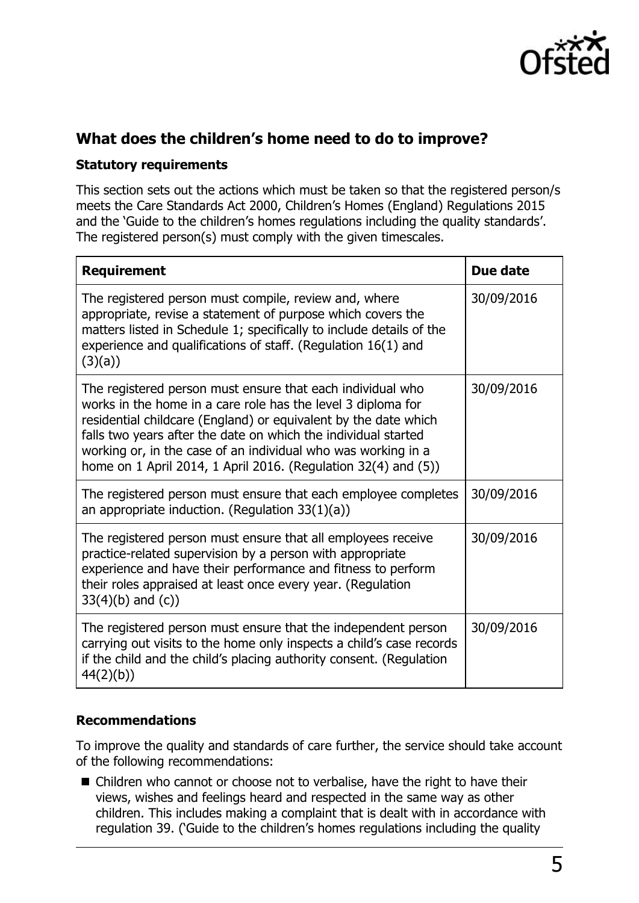## What does the children's home need to do to improve?

### Statutory requirements

This section sets out the actions which must be taken so that the registered person/s meets the Care Standards Act 2000, Children's Homes (England) Regulations 2015 and the 'Guide to the children's homes regulations including the quality standards'. The registered person(s) must comply with the given timescales.

| Requirement | Due date |
| --- | --- |
| The registered person must compile, review and, where appropriate, revise a statement of purpose which covers the matters listed in Schedule 1; specifically to include details of the experience and qualifications of staff. (Regulation 16(1) and (3)(a)) | 30/09/2016 |
| The registered person must ensure that each individual who works in the home in a care role has the level 3 diploma for residential childcare (England) or equivalent by the date which falls two years after the date on which the individual started working or, in the case of an individual who was working in a home on 1 April 2014, 1 April 2016. (Regulation 32(4) and (5)) | 30/09/2016 |
| The registered person must ensure that each employee completes an appropriate induction. (Regulation 33(1)(a)) | 30/09/2016 |
| The registered person must ensure that all employees receive practice-related supervision by a person with appropriate experience and have their performance and fitness to perform their roles appraised at least once every year. (Regulation 33(4)(b) and (c)) | 30/09/2016 |
| The registered person must ensure that the independent person carrying out visits to the home only inspects a child's case records if the child and the child's placing authority consent. (Regulation 44(2)(b)) | 30/09/2016 |

### Recommendations

To improve the quality and standards of care further, the service should take account of the following recommendations:

- Children who cannot or choose not to verbalise, have the right to have their views, wishes and feelings heard and respected in the same way as other children. This includes making a complaint that is dealt with in accordance with regulation 39. ('Guide to the children's homes regulations including the quality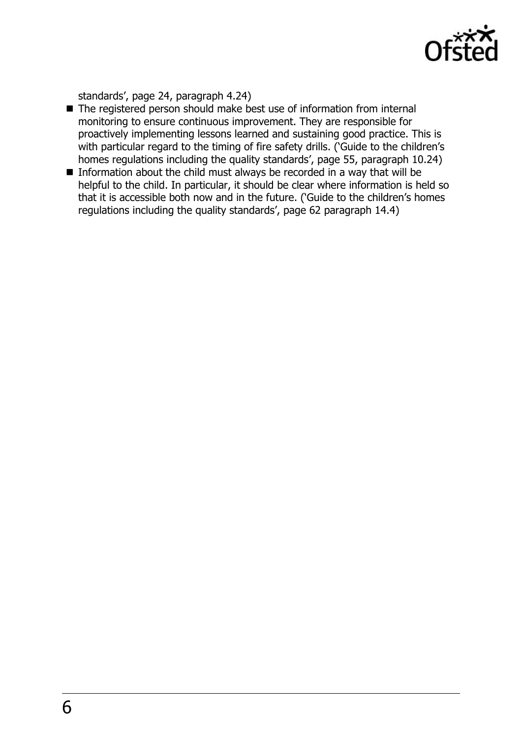standards', page 24, paragraph 4.24)

- The registered person should make best use of information from internal monitoring to ensure continuous improvement. They are responsible for proactively implementing lessons learned and sustaining good practice. This is with particular regard to the timing of fire safety drills. ('Guide to the children's homes regulations including the quality standards', page 55, paragraph 10.24)
- Information about the child must always be recorded in a way that will be helpful to the child. In particular, it should be clear where information is held so that it is accessible both now and in the future. ('Guide to the children's homes regulations including the quality standards', page 62 paragraph 14.4)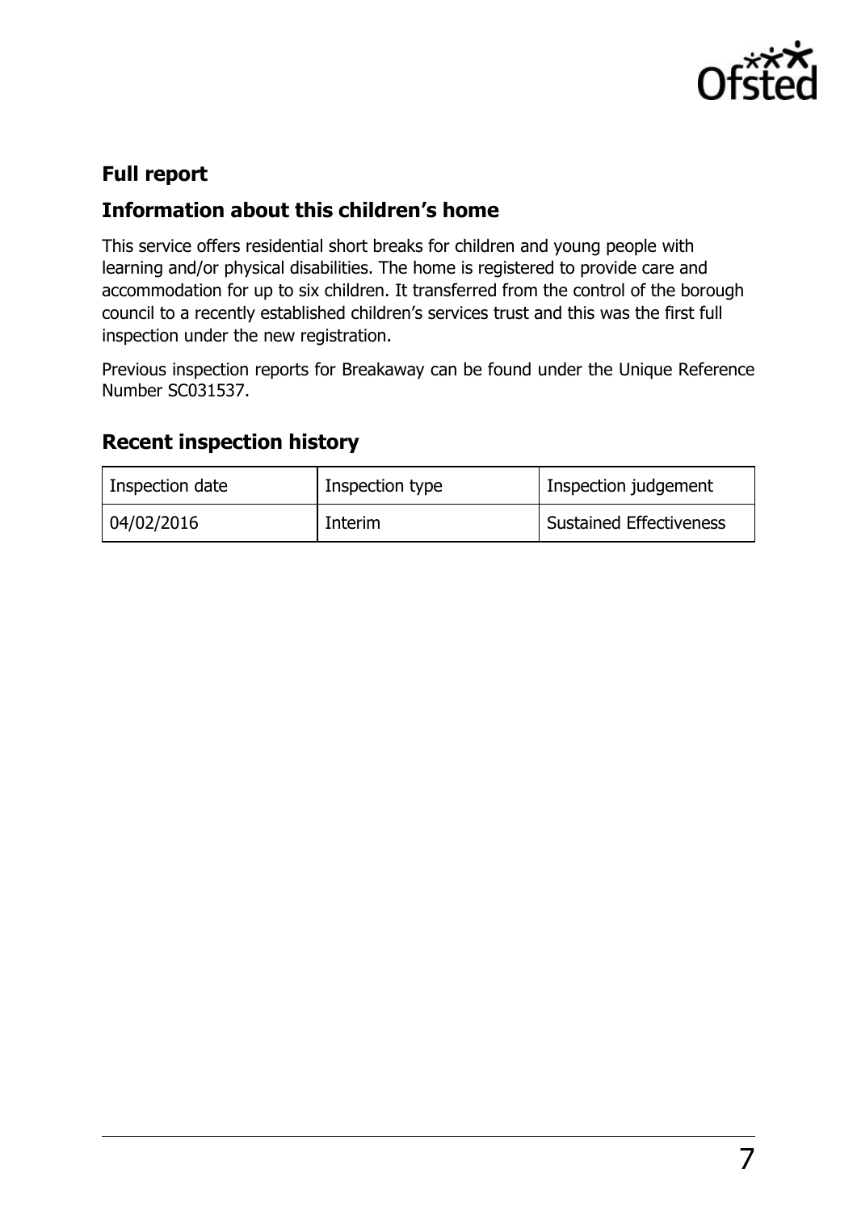## Full report

## Information about this children's home

This service offers residential short breaks for children and young people with learning and/or physical disabilities. The home is registered to provide care and accommodation for up to six children. It transferred from the control of the borough council to a recently established children's services trust and this was the first full inspection under the new registration.

Previous inspection reports for Breakaway can be found under the Unique Reference Number SC031537.

## Recent inspection history

| Inspection date | Inspection type | Inspection judgement |
|---|---|---|
| 04/02/2016 | Interim | Sustained Effectiveness |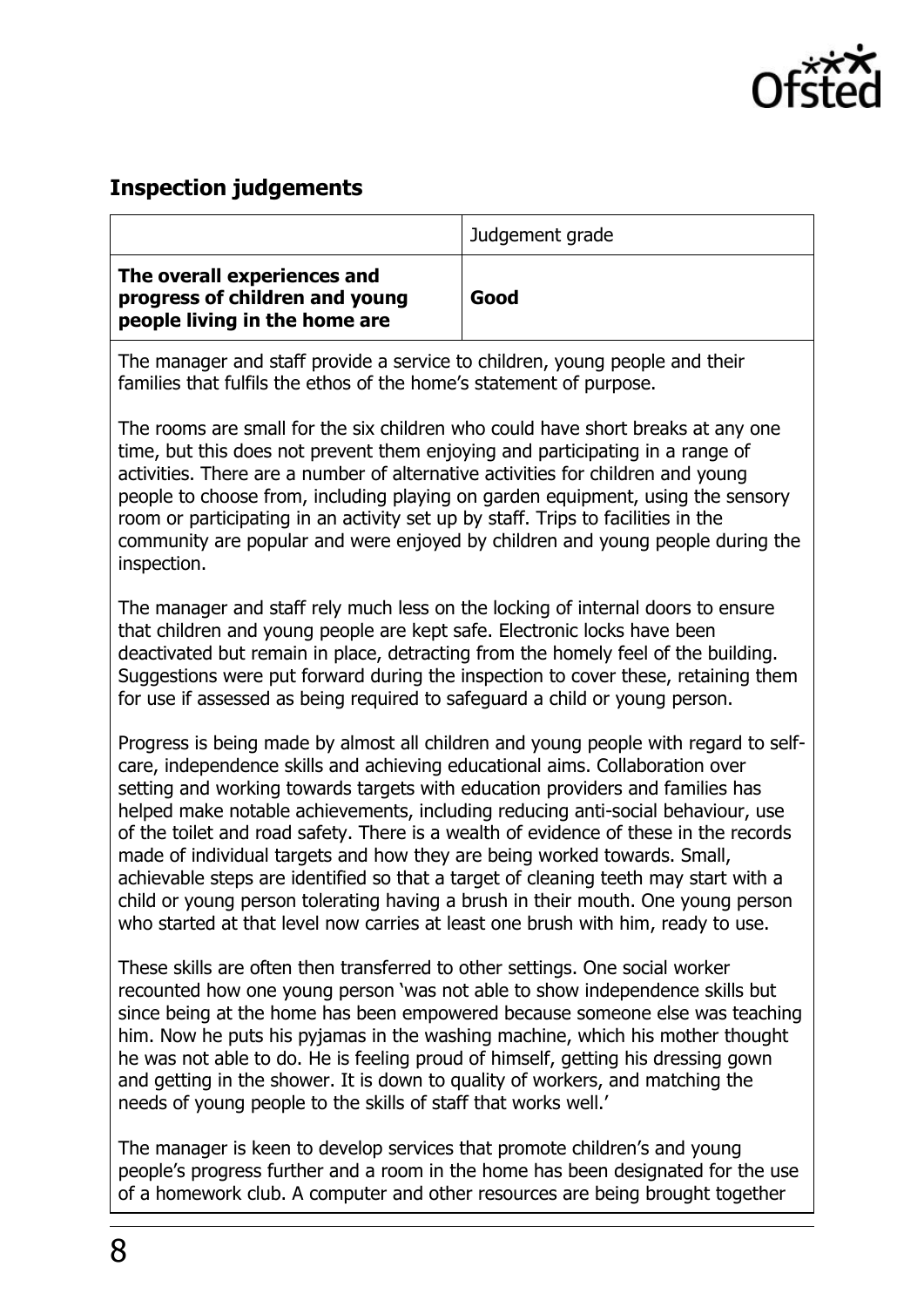## Inspection judgements

| | Judgement grade |
|---|---|
| **The overall experiences and progress of children and young people living in the home are** | **Good** |

The manager and staff provide a service to children, young people and their families that fulfils the ethos of the home's statement of purpose.

The rooms are small for the six children who could have short breaks at any one time, but this does not prevent them enjoying and participating in a range of activities. There are a number of alternative activities for children and young people to choose from, including playing on garden equipment, using the sensory room or participating in an activity set up by staff. Trips to facilities in the community are popular and were enjoyed by children and young people during the inspection.

The manager and staff rely much less on the locking of internal doors to ensure that children and young people are kept safe. Electronic locks have been deactivated but remain in place, detracting from the homely feel of the building. Suggestions were put forward during the inspection to cover these, retaining them for use if assessed as being required to safeguard a child or young person.

Progress is being made by almost all children and young people with regard to self-care, independence skills and achieving educational aims. Collaboration over setting and working towards targets with education providers and families has helped make notable achievements, including reducing anti-social behaviour, use of the toilet and road safety. There is a wealth of evidence of these in the records made of individual targets and how they are being worked towards. Small, achievable steps are identified so that a target of cleaning teeth may start with a child or young person tolerating having a brush in their mouth. One young person who started at that level now carries at least one brush with him, ready to use.

These skills are often then transferred to other settings. One social worker recounted how one young person 'was not able to show independence skills but since being at the home has been empowered because someone else was teaching him. Now he puts his pyjamas in the washing machine, which his mother thought he was not able to do. He is feeling proud of himself, getting his dressing gown and getting in the shower. It is down to quality of workers, and matching the needs of young people to the skills of staff that works well.'

The manager is keen to develop services that promote children's and young people's progress further and a room in the home has been designated for the use of a homework club. A computer and other resources are being brought together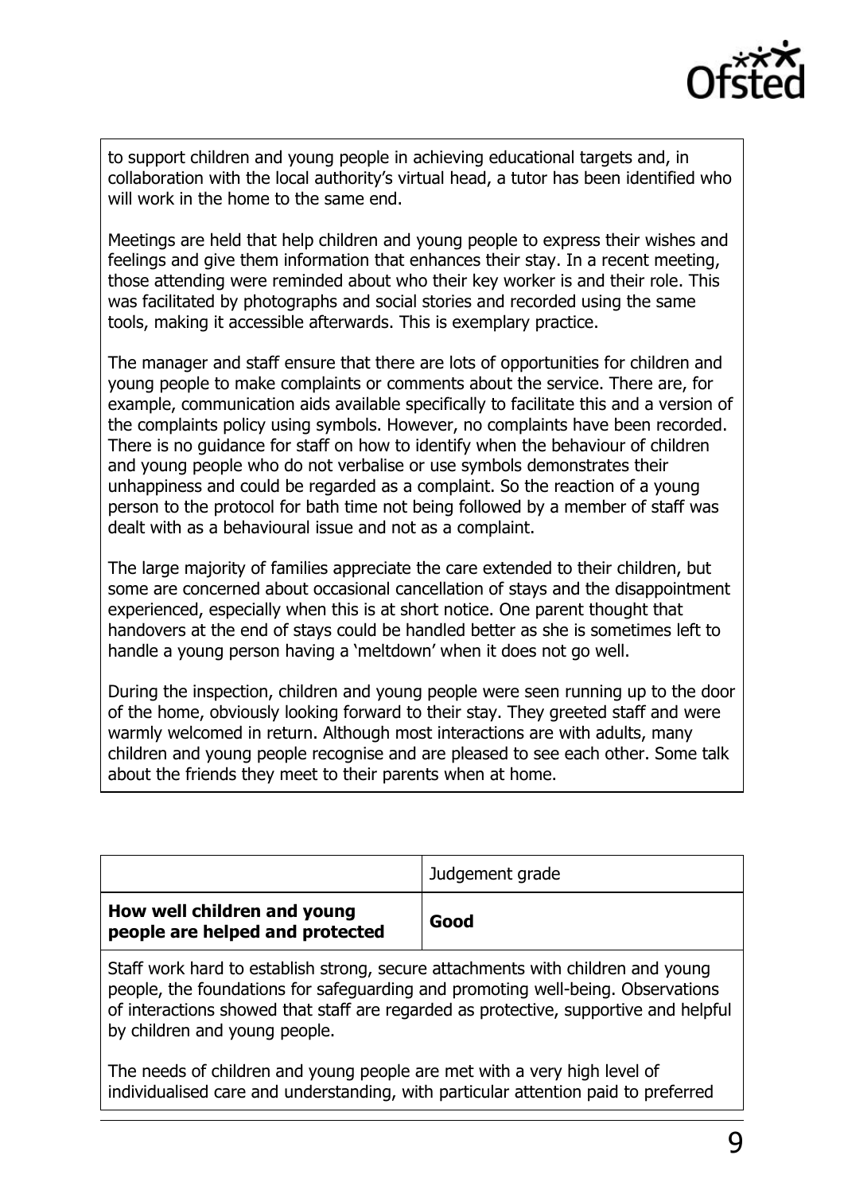to support children and young people in achieving educational targets and, in collaboration with the local authority's virtual head, a tutor has been identified who will work in the home to the same end.

Meetings are held that help children and young people to express their wishes and feelings and give them information that enhances their stay. In a recent meeting, those attending were reminded about who their key worker is and their role. This was facilitated by photographs and social stories and recorded using the same tools, making it accessible afterwards. This is exemplary practice.

The manager and staff ensure that there are lots of opportunities for children and young people to make complaints or comments about the service. There are, for example, communication aids available specifically to facilitate this and a version of the complaints policy using symbols. However, no complaints have been recorded. There is no guidance for staff on how to identify when the behaviour of children and young people who do not verbalise or use symbols demonstrates their unhappiness and could be regarded as a complaint. So the reaction of a young person to the protocol for bath time not being followed by a member of staff was dealt with as a behavioural issue and not as a complaint.

The large majority of families appreciate the care extended to their children, but some are concerned about occasional cancellation of stays and the disappointment experienced, especially when this is at short notice. One parent thought that handovers at the end of stays could be handled better as she is sometimes left to handle a young person having a 'meltdown' when it does not go well.

During the inspection, children and young people were seen running up to the door of the home, obviously looking forward to their stay. They greeted staff and were warmly welcomed in return. Although most interactions are with adults, many children and young people recognise and are pleased to see each other. Some talk about the friends they meet to their parents when at home.

| | Judgement grade |
|---|---|
| **How well children and young people are helped and protected** | **Good** |

Staff work hard to establish strong, secure attachments with children and young people, the foundations for safeguarding and promoting well-being. Observations of interactions showed that staff are regarded as protective, supportive and helpful by children and young people.

The needs of children and young people are met with a very high level of individualised care and understanding, with particular attention paid to preferred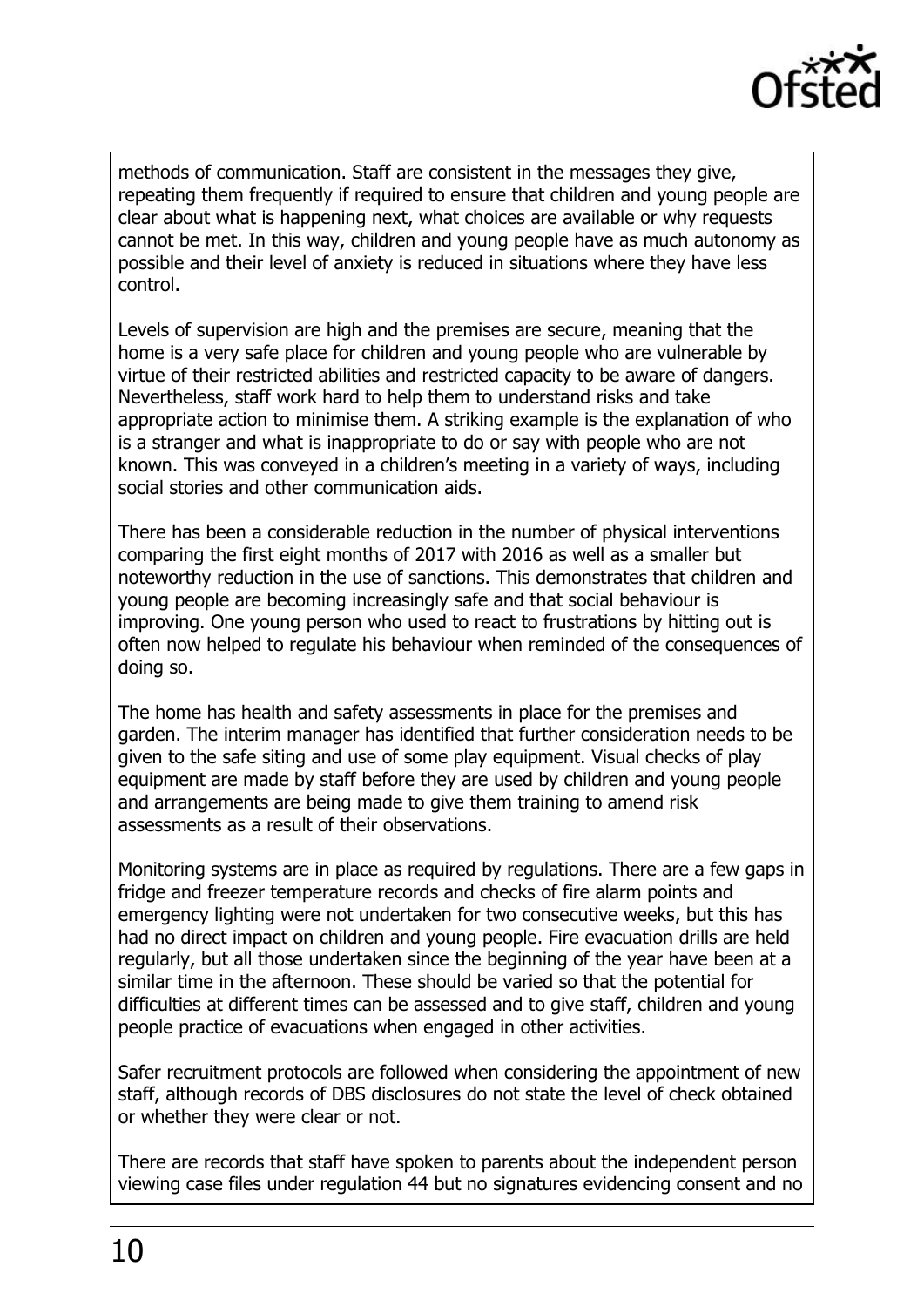methods of communication. Staff are consistent in the messages they give, repeating them frequently if required to ensure that children and young people are clear about what is happening next, what choices are available or why requests cannot be met. In this way, children and young people have as much autonomy as possible and their level of anxiety is reduced in situations where they have less control.

Levels of supervision are high and the premises are secure, meaning that the home is a very safe place for children and young people who are vulnerable by virtue of their restricted abilities and restricted capacity to be aware of dangers. Nevertheless, staff work hard to help them to understand risks and take appropriate action to minimise them. A striking example is the explanation of who is a stranger and what is inappropriate to do or say with people who are not known. This was conveyed in a children's meeting in a variety of ways, including social stories and other communication aids.

There has been a considerable reduction in the number of physical interventions comparing the first eight months of 2017 with 2016 as well as a smaller but noteworthy reduction in the use of sanctions. This demonstrates that children and young people are becoming increasingly safe and that social behaviour is improving. One young person who used to react to frustrations by hitting out is often now helped to regulate his behaviour when reminded of the consequences of doing so.

The home has health and safety assessments in place for the premises and garden. The interim manager has identified that further consideration needs to be given to the safe siting and use of some play equipment. Visual checks of play equipment are made by staff before they are used by children and young people and arrangements are being made to give them training to amend risk assessments as a result of their observations.

Monitoring systems are in place as required by regulations. There are a few gaps in fridge and freezer temperature records and checks of fire alarm points and emergency lighting were not undertaken for two consecutive weeks, but this has had no direct impact on children and young people. Fire evacuation drills are held regularly, but all those undertaken since the beginning of the year have been at a similar time in the afternoon. These should be varied so that the potential for difficulties at different times can be assessed and to give staff, children and young people practice of evacuations when engaged in other activities.

Safer recruitment protocols are followed when considering the appointment of new staff, although records of DBS disclosures do not state the level of check obtained or whether they were clear or not.

There are records that staff have spoken to parents about the independent person viewing case files under regulation 44 but no signatures evidencing consent and no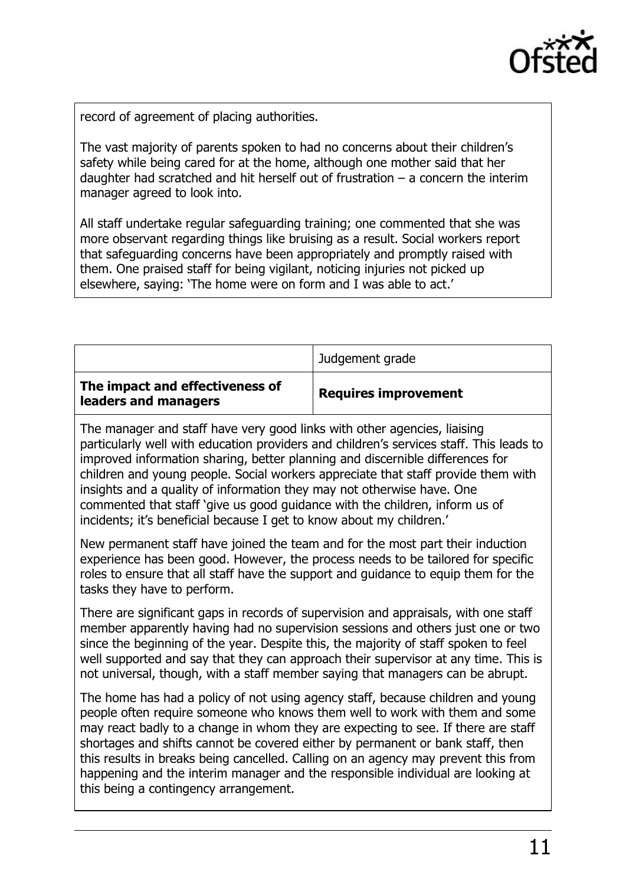record of agreement of placing authorities.

The vast majority of parents spoken to had no concerns about their children's safety while being cared for at the home, although one mother said that her daughter had scratched and hit herself out of frustration – a concern the interim manager agreed to look into.

All staff undertake regular safeguarding training; one commented that she was more observant regarding things like bruising as a result. Social workers report that safeguarding concerns have been appropriately and promptly raised with them. One praised staff for being vigilant, noticing injuries not picked up elsewhere, saying: 'The home were on form and I was able to act.'

| | Judgement grade |
|---|---|
| **The impact and effectiveness of leaders and managers** | **Requires improvement** |

The manager and staff have very good links with other agencies, liaising particularly well with education providers and children's services staff. This leads to improved information sharing, better planning and discernible differences for children and young people. Social workers appreciate that staff provide them with insights and a quality of information they may not otherwise have. One commented that staff 'give us good guidance with the children, inform us of incidents; it's beneficial because I get to know about my children.'

New permanent staff have joined the team and for the most part their induction experience has been good. However, the process needs to be tailored for specific roles to ensure that all staff have the support and guidance to equip them for the tasks they have to perform.

There are significant gaps in records of supervision and appraisals, with one staff member apparently having had no supervision sessions and others just one or two since the beginning of the year. Despite this, the majority of staff spoken to feel well supported and say that they can approach their supervisor at any time. This is not universal, though, with a staff member saying that managers can be abrupt.

The home has had a policy of not using agency staff, because children and young people often require someone who knows them well to work with them and some may react badly to a change in whom they are expecting to see. If there are staff shortages and shifts cannot be covered either by permanent or bank staff, then this results in breaks being cancelled. Calling on an agency may prevent this from happening and the interim manager and the responsible individual are looking at this being a contingency arrangement.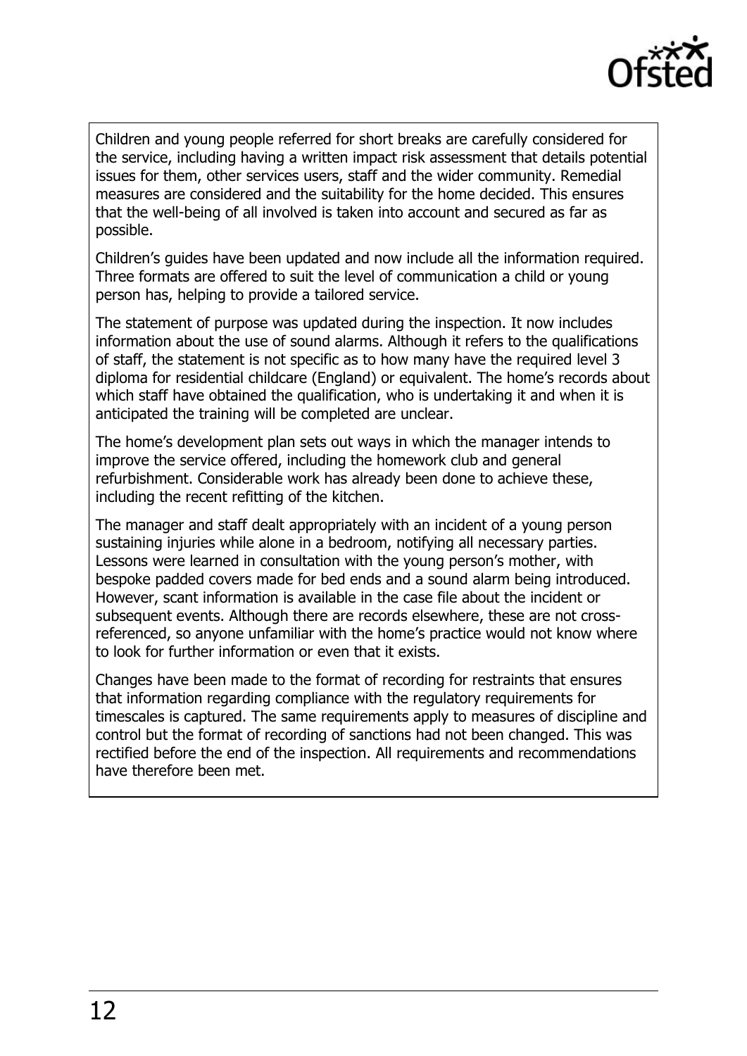Children and young people referred for short breaks are carefully considered for the service, including having a written impact risk assessment that details potential issues for them, other services users, staff and the wider community. Remedial measures are considered and the suitability for the home decided. This ensures that the well-being of all involved is taken into account and secured as far as possible.

Children's guides have been updated and now include all the information required. Three formats are offered to suit the level of communication a child or young person has, helping to provide a tailored service.

The statement of purpose was updated during the inspection. It now includes information about the use of sound alarms. Although it refers to the qualifications of staff, the statement is not specific as to how many have the required level 3 diploma for residential childcare (England) or equivalent. The home's records about which staff have obtained the qualification, who is undertaking it and when it is anticipated the training will be completed are unclear.

The home's development plan sets out ways in which the manager intends to improve the service offered, including the homework club and general refurbishment. Considerable work has already been done to achieve these, including the recent refitting of the kitchen.

The manager and staff dealt appropriately with an incident of a young person sustaining injuries while alone in a bedroom, notifying all necessary parties. Lessons were learned in consultation with the young person's mother, with bespoke padded covers made for bed ends and a sound alarm being introduced. However, scant information is available in the case file about the incident or subsequent events. Although there are records elsewhere, these are not cross-referenced, so anyone unfamiliar with the home's practice would not know where to look for further information or even that it exists.

Changes have been made to the format of recording for restraints that ensures that information regarding compliance with the regulatory requirements for timescales is captured. The same requirements apply to measures of discipline and control but the format of recording of sanctions had not been changed. This was rectified before the end of the inspection. All requirements and recommendations have therefore been met.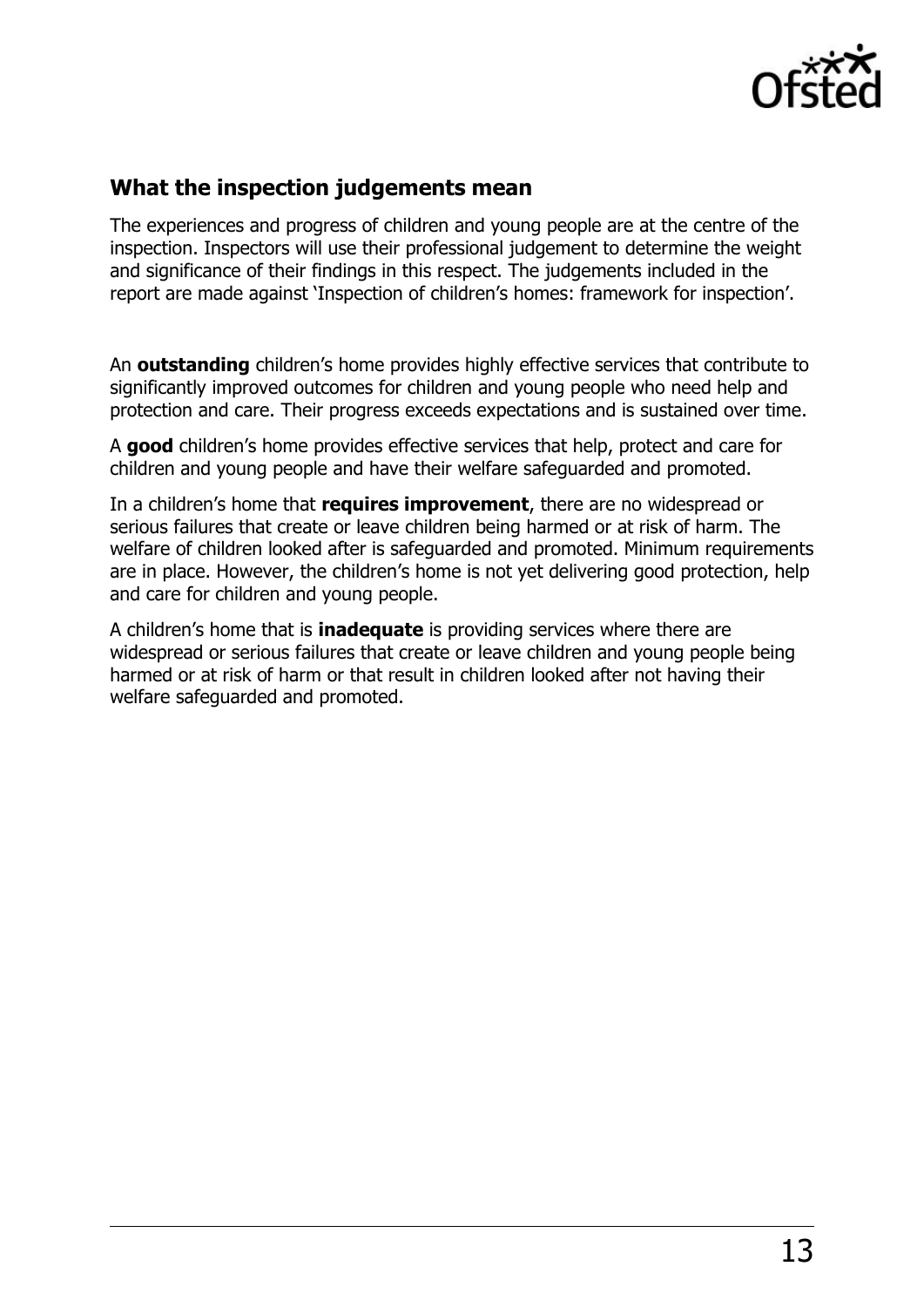## What the inspection judgements mean

The experiences and progress of children and young people are at the centre of the inspection. Inspectors will use their professional judgement to determine the weight and significance of their findings in this respect. The judgements included in the report are made against 'Inspection of children's homes: framework for inspection'.

An **outstanding** children's home provides highly effective services that contribute to significantly improved outcomes for children and young people who need help and protection and care. Their progress exceeds expectations and is sustained over time.

A **good** children's home provides effective services that help, protect and care for children and young people and have their welfare safeguarded and promoted.

In a children's home that **requires improvement**, there are no widespread or serious failures that create or leave children being harmed or at risk of harm. The welfare of children looked after is safeguarded and promoted. Minimum requirements are in place. However, the children's home is not yet delivering good protection, help and care for children and young people.

A children's home that is **inadequate** is providing services where there are widespread or serious failures that create or leave children and young people being harmed or at risk of harm or that result in children looked after not having their welfare safeguarded and promoted.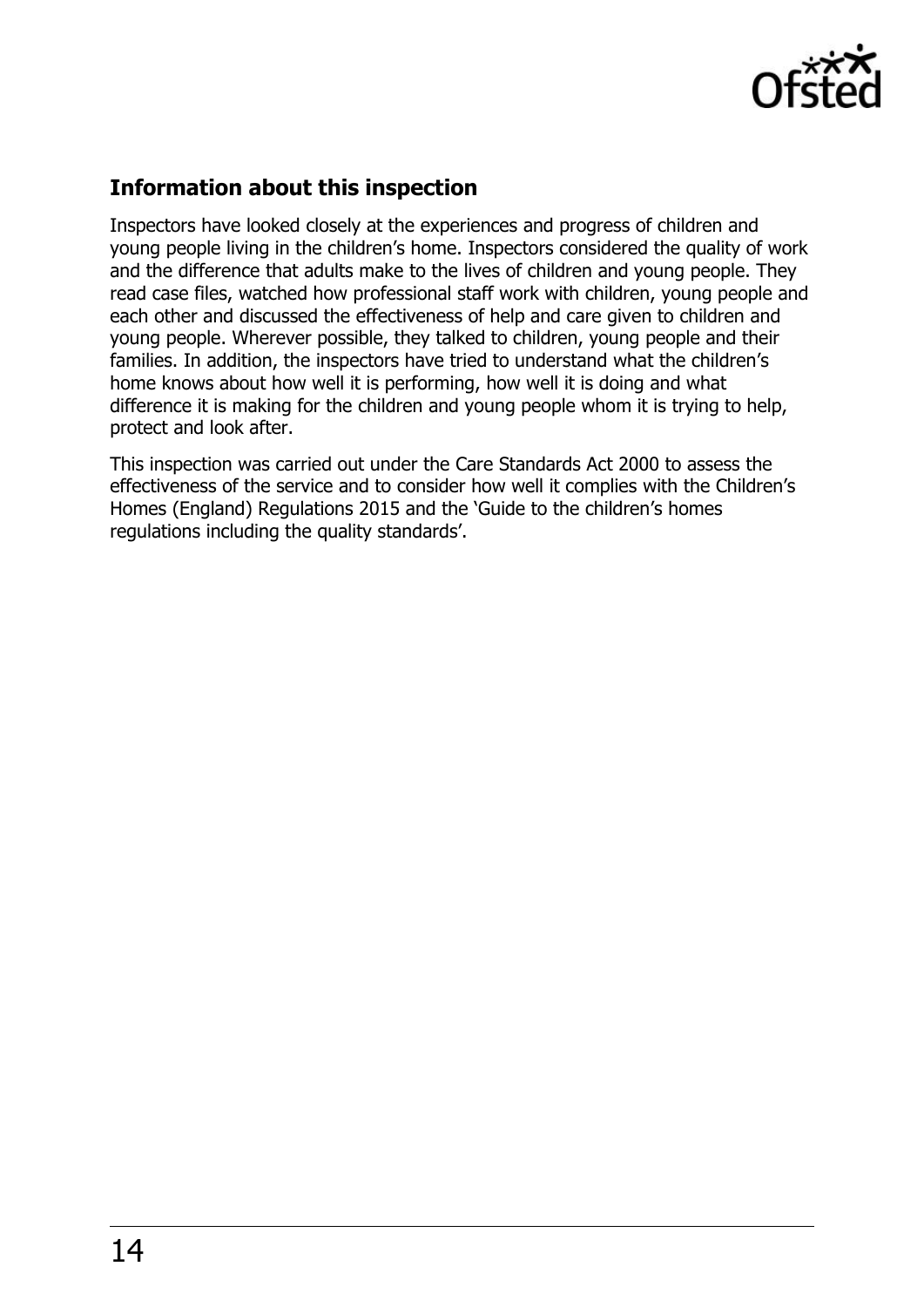## Information about this inspection

Inspectors have looked closely at the experiences and progress of children and young people living in the children's home. Inspectors considered the quality of work and the difference that adults make to the lives of children and young people. They read case files, watched how professional staff work with children, young people and each other and discussed the effectiveness of help and care given to children and young people. Wherever possible, they talked to children, young people and their families. In addition, the inspectors have tried to understand what the children's home knows about how well it is performing, how well it is doing and what difference it is making for the children and young people whom it is trying to help, protect and look after.

This inspection was carried out under the Care Standards Act 2000 to assess the effectiveness of the service and to consider how well it complies with the Children's Homes (England) Regulations 2015 and the 'Guide to the children's homes regulations including the quality standards'.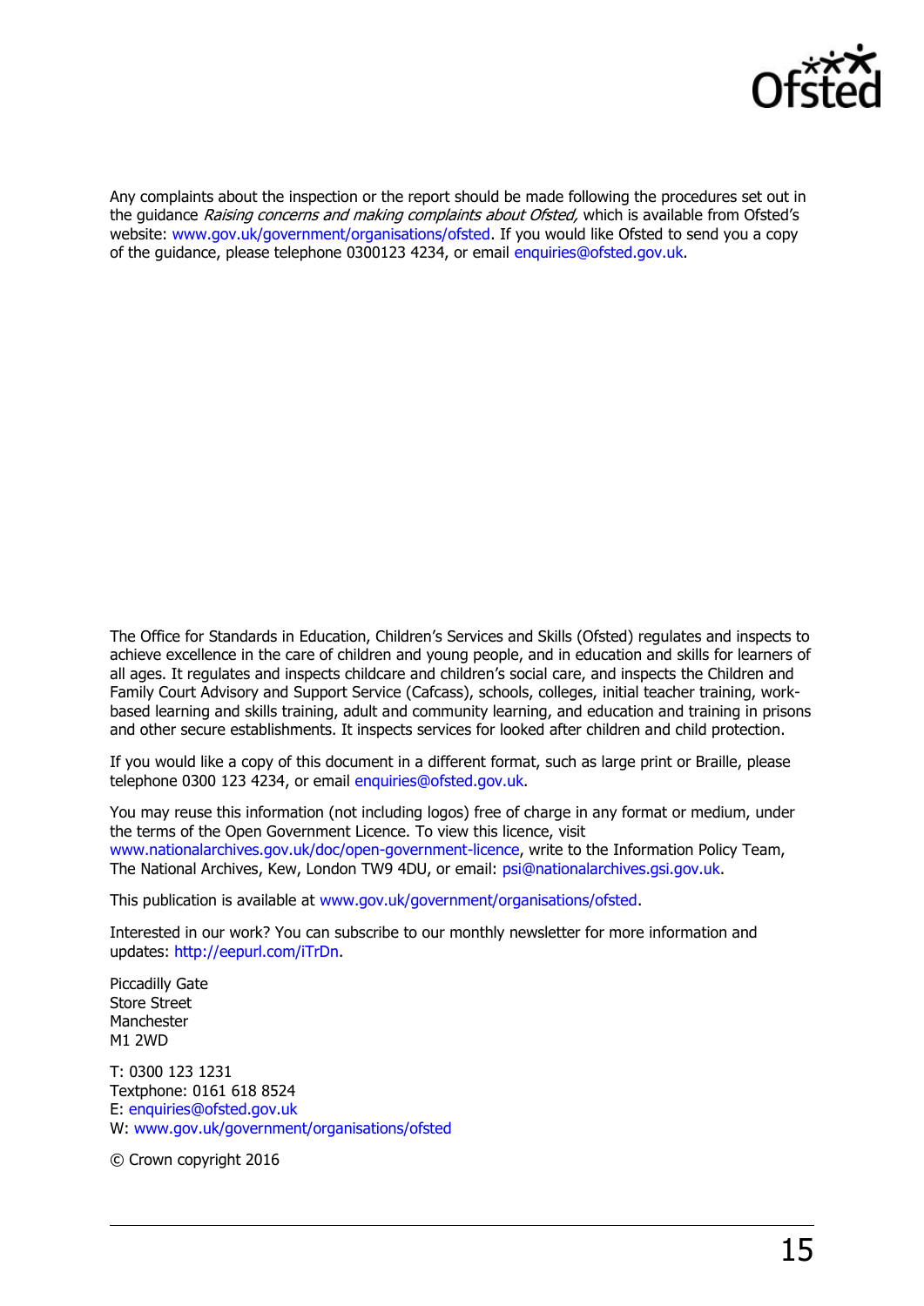Any complaints about the inspection or the report should be made following the procedures set out in the guidance *Raising concerns and making complaints about Ofsted,* which is available from Ofsted's website: www.gov.uk/government/organisations/ofsted. If you would like Ofsted to send you a copy of the guidance, please telephone 0300123 4234, or email enquiries@ofsted.gov.uk.

The Office for Standards in Education, Children's Services and Skills (Ofsted) regulates and inspects to achieve excellence in the care of children and young people, and in education and skills for learners of all ages. It regulates and inspects childcare and children's social care, and inspects the Children and Family Court Advisory and Support Service (Cafcass), schools, colleges, initial teacher training, work-based learning and skills training, adult and community learning, and education and training in prisons and other secure establishments. It inspects services for looked after children and child protection.

If you would like a copy of this document in a different format, such as large print or Braille, please telephone 0300 123 4234, or email enquiries@ofsted.gov.uk.

You may reuse this information (not including logos) free of charge in any format or medium, under the terms of the Open Government Licence. To view this licence, visit www.nationalarchives.gov.uk/doc/open-government-licence, write to the Information Policy Team, The National Archives, Kew, London TW9 4DU, or email: psi@nationalarchives.gsi.gov.uk.

This publication is available at www.gov.uk/government/organisations/ofsted.

Interested in our work? You can subscribe to our monthly newsletter for more information and updates: http://eepurl.com/iTrDn.

Piccadilly Gate
Store Street
Manchester
M1 2WD

T: 0300 123 1231
Textphone: 0161 618 8524
E: enquiries@ofsted.gov.uk
W: www.gov.uk/government/organisations/ofsted

© Crown copyright 2016